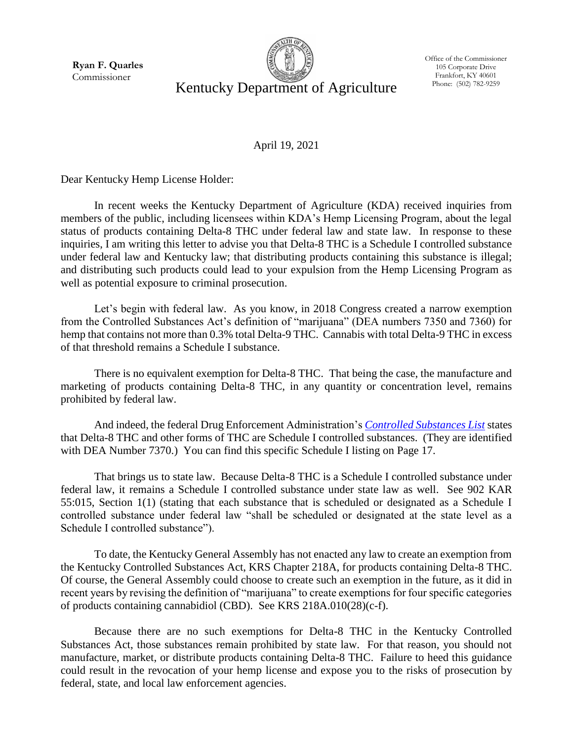**Ryan F. Quarles**
Commissioner

Kentucky Department of Agriculture

Office of the Commissioner
105 Corporate Drive
Frankfort, KY 40601
Phone: (502) 782-9259

April 19, 2021

Dear Kentucky Hemp License Holder:

In recent weeks the Kentucky Department of Agriculture (KDA) received inquiries from members of the public, including licensees within KDA's Hemp Licensing Program, about the legal status of products containing Delta-8 THC under federal law and state law. In response to these inquiries, I am writing this letter to advise you that Delta-8 THC is a Schedule I controlled substance under federal law and Kentucky law; that distributing products containing this substance is illegal; and distributing such products could lead to your expulsion from the Hemp Licensing Program as well as potential exposure to criminal prosecution.

Let's begin with federal law. As you know, in 2018 Congress created a narrow exemption from the Controlled Substances Act's definition of "marijuana" (DEA numbers 7350 and 7360) for hemp that contains not more than 0.3% total Delta-9 THC. Cannabis with total Delta-9 THC in excess of that threshold remains a Schedule I substance.

There is no equivalent exemption for Delta-8 THC. That being the case, the manufacture and marketing of products containing Delta-8 THC, in any quantity or concentration level, remains prohibited by federal law.

And indeed, the federal Drug Enforcement Administration's *Controlled Substances List* states that Delta-8 THC and other forms of THC are Schedule I controlled substances. (They are identified with DEA Number 7370.) You can find this specific Schedule I listing on Page 17.

That brings us to state law. Because Delta-8 THC is a Schedule I controlled substance under federal law, it remains a Schedule I controlled substance under state law as well. See 902 KAR 55:015, Section 1(1) (stating that each substance that is scheduled or designated as a Schedule I controlled substance under federal law "shall be scheduled or designated at the state level as a Schedule I controlled substance").

To date, the Kentucky General Assembly has not enacted any law to create an exemption from the Kentucky Controlled Substances Act, KRS Chapter 218A, for products containing Delta-8 THC. Of course, the General Assembly could choose to create such an exemption in the future, as it did in recent years by revising the definition of "marijuana" to create exemptions for four specific categories of products containing cannabidiol (CBD). See KRS 218A.010(28)(c-f).

Because there are no such exemptions for Delta-8 THC in the Kentucky Controlled Substances Act, those substances remain prohibited by state law. For that reason, you should not manufacture, market, or distribute products containing Delta-8 THC. Failure to heed this guidance could result in the revocation of your hemp license and expose you to the risks of prosecution by federal, state, and local law enforcement agencies.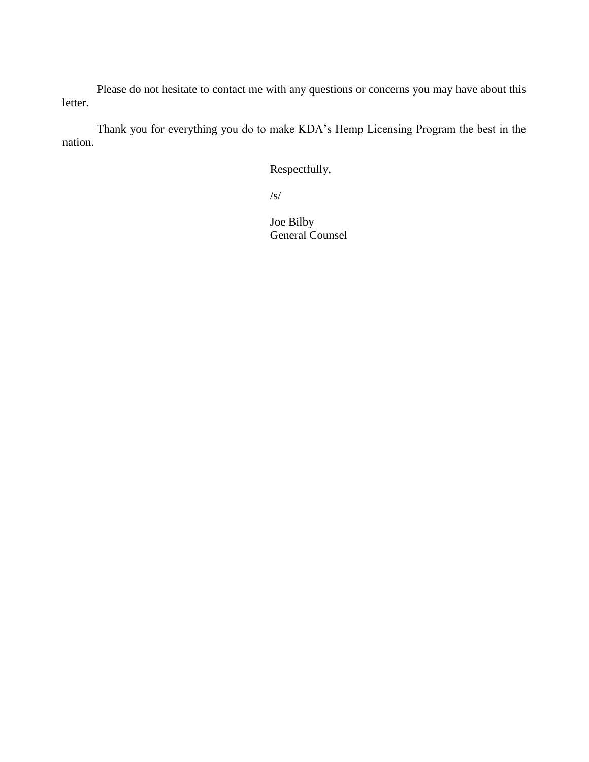Please do not hesitate to contact me with any questions or concerns you may have about this letter.

Thank you for everything you do to make KDA's Hemp Licensing Program the best in the nation.

Respectfully,

/s/

Joe Bilby
General Counsel